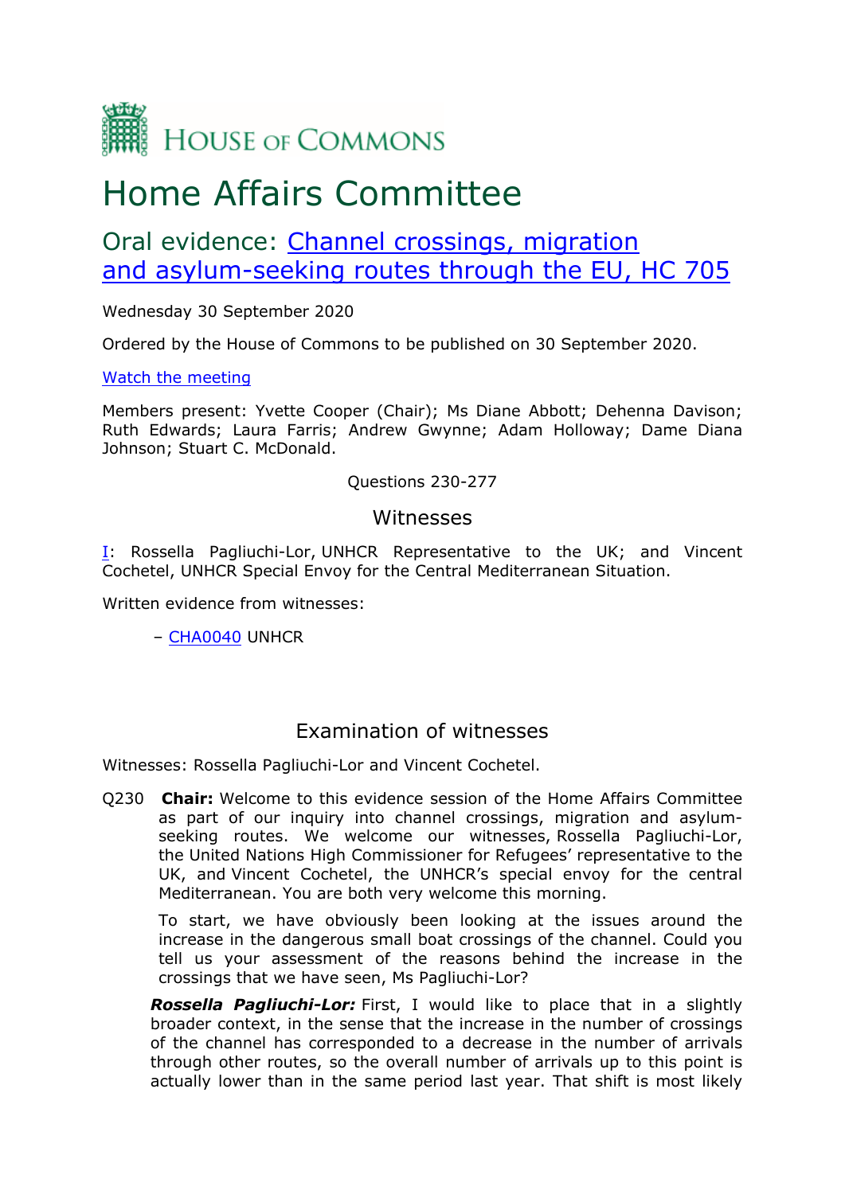HOUSE OF COMMONS

# Home Affairs Committee

## Oral evidence: [Channel crossings, migration and asylum-seeking routes through the EU, HC 705]

Wednesday 30 September 2020

Ordered by the House of Commons to be published on 30 September 2020.

[Watch the meeting]

Members present: Yvette Cooper (Chair); Ms Diane Abbott; Dehenna Davison; Ruth Edwards; Laura Farris; Andrew Gwynne; Adam Holloway; Dame Diana Johnson; Stuart C. McDonald.

Questions 230-277

### Witnesses

[I]: Rossella Pagliuchi-Lor, UNHCR Representative to the UK; and Vincent Cochetel, UNHCR Special Envoy for the Central Mediterranean Situation.

Written evidence from witnesses:

– [CHA0040] UNHCR

### Examination of witnesses

Witnesses: Rossella Pagliuchi-Lor and Vincent Cochetel.

Q230 **Chair:** Welcome to this evidence session of the Home Affairs Committee as part of our inquiry into channel crossings, migration and asylum-seeking routes. We welcome our witnesses, Rossella Pagliuchi-Lor, the United Nations High Commissioner for Refugees' representative to the UK, and Vincent Cochetel, the UNHCR's special envoy for the central Mediterranean. You are both very welcome this morning.

To start, we have obviously been looking at the issues around the increase in the dangerous small boat crossings of the channel. Could you tell us your assessment of the reasons behind the increase in the crossings that we have seen, Ms Pagliuchi-Lor?

***Rossella Pagliuchi-Lor:*** First, I would like to place that in a slightly broader context, in the sense that the increase in the number of crossings of the channel has corresponded to a decrease in the number of arrivals through other routes, so the overall number of arrivals up to this point is actually lower than in the same period last year. That shift is most likely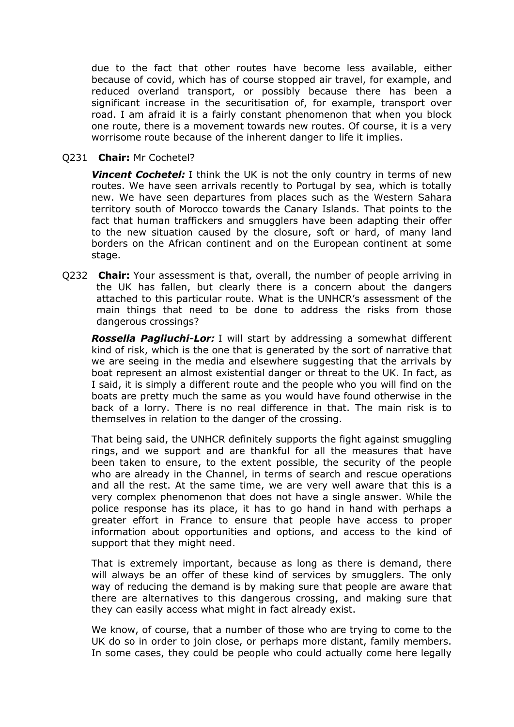due to the fact that other routes have become less available, either because of covid, which has of course stopped air travel, for example, and reduced overland transport, or possibly because there has been a significant increase in the securitisation of, for example, transport over road. I am afraid it is a fairly constant phenomenon that when you block one route, there is a movement towards new routes. Of course, it is a very worrisome route because of the inherent danger to life it implies.

Q231 **Chair:** Mr Cochetel?

***Vincent Cochetel:*** I think the UK is not the only country in terms of new routes. We have seen arrivals recently to Portugal by sea, which is totally new. We have seen departures from places such as the Western Sahara territory south of Morocco towards the Canary Islands. That points to the fact that human traffickers and smugglers have been adapting their offer to the new situation caused by the closure, soft or hard, of many land borders on the African continent and on the European continent at some stage.

Q232 **Chair:** Your assessment is that, overall, the number of people arriving in the UK has fallen, but clearly there is a concern about the dangers attached to this particular route. What is the UNHCR's assessment of the main things that need to be done to address the risks from those dangerous crossings?

***Rossella Pagliuchi-Lor:*** I will start by addressing a somewhat different kind of risk, which is the one that is generated by the sort of narrative that we are seeing in the media and elsewhere suggesting that the arrivals by boat represent an almost existential danger or threat to the UK. In fact, as I said, it is simply a different route and the people who you will find on the boats are pretty much the same as you would have found otherwise in the back of a lorry. There is no real difference in that. The main risk is to themselves in relation to the danger of the crossing.

That being said, the UNHCR definitely supports the fight against smuggling rings, and we support and are thankful for all the measures that have been taken to ensure, to the extent possible, the security of the people who are already in the Channel, in terms of search and rescue operations and all the rest. At the same time, we are very well aware that this is a very complex phenomenon that does not have a single answer. While the police response has its place, it has to go hand in hand with perhaps a greater effort in France to ensure that people have access to proper information about opportunities and options, and access to the kind of support that they might need.

That is extremely important, because as long as there is demand, there will always be an offer of these kind of services by smugglers. The only way of reducing the demand is by making sure that people are aware that there are alternatives to this dangerous crossing, and making sure that they can easily access what might in fact already exist.

We know, of course, that a number of those who are trying to come to the UK do so in order to join close, or perhaps more distant, family members. In some cases, they could be people who could actually come here legally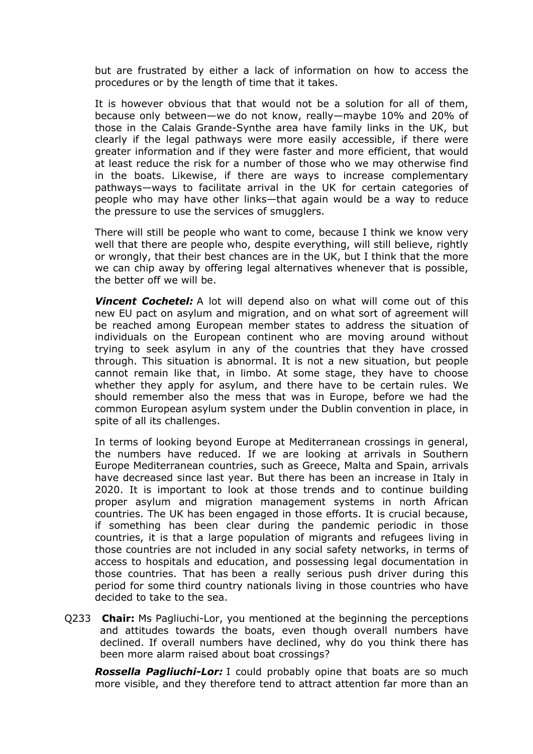but are frustrated by either a lack of information on how to access the procedures or by the length of time that it takes.

It is however obvious that that would not be a solution for all of them, because only between—we do not know, really—maybe 10% and 20% of those in the Calais Grande-Synthe area have family links in the UK, but clearly if the legal pathways were more easily accessible, if there were greater information and if they were faster and more efficient, that would at least reduce the risk for a number of those who we may otherwise find in the boats. Likewise, if there are ways to increase complementary pathways—ways to facilitate arrival in the UK for certain categories of people who may have other links—that again would be a way to reduce the pressure to use the services of smugglers.

There will still be people who want to come, because I think we know very well that there are people who, despite everything, will still believe, rightly or wrongly, that their best chances are in the UK, but I think that the more we can chip away by offering legal alternatives whenever that is possible, the better off we will be.

***Vincent Cochetel:*** A lot will depend also on what will come out of this new EU pact on asylum and migration, and on what sort of agreement will be reached among European member states to address the situation of individuals on the European continent who are moving around without trying to seek asylum in any of the countries that they have crossed through. This situation is abnormal. It is not a new situation, but people cannot remain like that, in limbo. At some stage, they have to choose whether they apply for asylum, and there have to be certain rules. We should remember also the mess that was in Europe, before we had the common European asylum system under the Dublin convention in place, in spite of all its challenges.

In terms of looking beyond Europe at Mediterranean crossings in general, the numbers have reduced. If we are looking at arrivals in Southern Europe Mediterranean countries, such as Greece, Malta and Spain, arrivals have decreased since last year. But there has been an increase in Italy in 2020. It is important to look at those trends and to continue building proper asylum and migration management systems in north African countries. The UK has been engaged in those efforts. It is crucial because, if something has been clear during the pandemic periodic in those countries, it is that a large population of migrants and refugees living in those countries are not included in any social safety networks, in terms of access to hospitals and education, and possessing legal documentation in those countries. That has been a really serious push driver during this period for some third country nationals living in those countries who have decided to take to the sea.

Q233 **Chair:** Ms Pagliuchi-Lor, you mentioned at the beginning the perceptions and attitudes towards the boats, even though overall numbers have declined. If overall numbers have declined, why do you think there has been more alarm raised about boat crossings?

***Rossella Pagliuchi-Lor:*** I could probably opine that boats are so much more visible, and they therefore tend to attract attention far more than an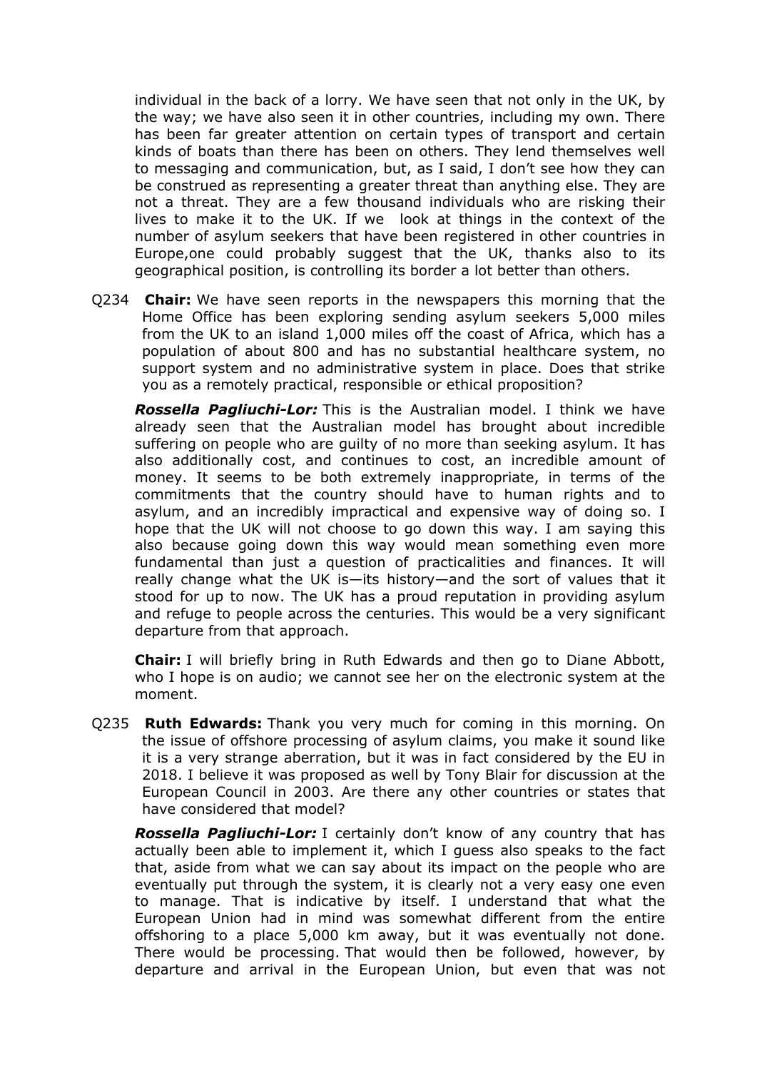individual in the back of a lorry. We have seen that not only in the UK, by the way; we have also seen it in other countries, including my own. There has been far greater attention on certain types of transport and certain kinds of boats than there has been on others. They lend themselves well to messaging and communication, but, as I said, I don't see how they can be construed as representing a greater threat than anything else. They are not a threat. They are a few thousand individuals who are risking their lives to make it to the UK. If we look at things in the context of the number of asylum seekers that have been registered in other countries in Europe,one could probably suggest that the UK, thanks also to its geographical position, is controlling its border a lot better than others.

Q234 **Chair:** We have seen reports in the newspapers this morning that the Home Office has been exploring sending asylum seekers 5,000 miles from the UK to an island 1,000 miles off the coast of Africa, which has a population of about 800 and has no substantial healthcare system, no support system and no administrative system in place. Does that strike you as a remotely practical, responsible or ethical proposition?

***Rossella Pagliuchi-Lor:*** This is the Australian model. I think we have already seen that the Australian model has brought about incredible suffering on people who are guilty of no more than seeking asylum. It has also additionally cost, and continues to cost, an incredible amount of money. It seems to be both extremely inappropriate, in terms of the commitments that the country should have to human rights and to asylum, and an incredibly impractical and expensive way of doing so. I hope that the UK will not choose to go down this way. I am saying this also because going down this way would mean something even more fundamental than just a question of practicalities and finances. It will really change what the UK is—its history—and the sort of values that it stood for up to now. The UK has a proud reputation in providing asylum and refuge to people across the centuries. This would be a very significant departure from that approach.

**Chair:** I will briefly bring in Ruth Edwards and then go to Diane Abbott, who I hope is on audio; we cannot see her on the electronic system at the moment.

Q235 **Ruth Edwards:** Thank you very much for coming in this morning. On the issue of offshore processing of asylum claims, you make it sound like it is a very strange aberration, but it was in fact considered by the EU in 2018. I believe it was proposed as well by Tony Blair for discussion at the European Council in 2003. Are there any other countries or states that have considered that model?

***Rossella Pagliuchi-Lor:*** I certainly don't know of any country that has actually been able to implement it, which I guess also speaks to the fact that, aside from what we can say about its impact on the people who are eventually put through the system, it is clearly not a very easy one even to manage. That is indicative by itself. I understand that what the European Union had in mind was somewhat different from the entire offshoring to a place 5,000 km away, but it was eventually not done. There would be processing. That would then be followed, however, by departure and arrival in the European Union, but even that was not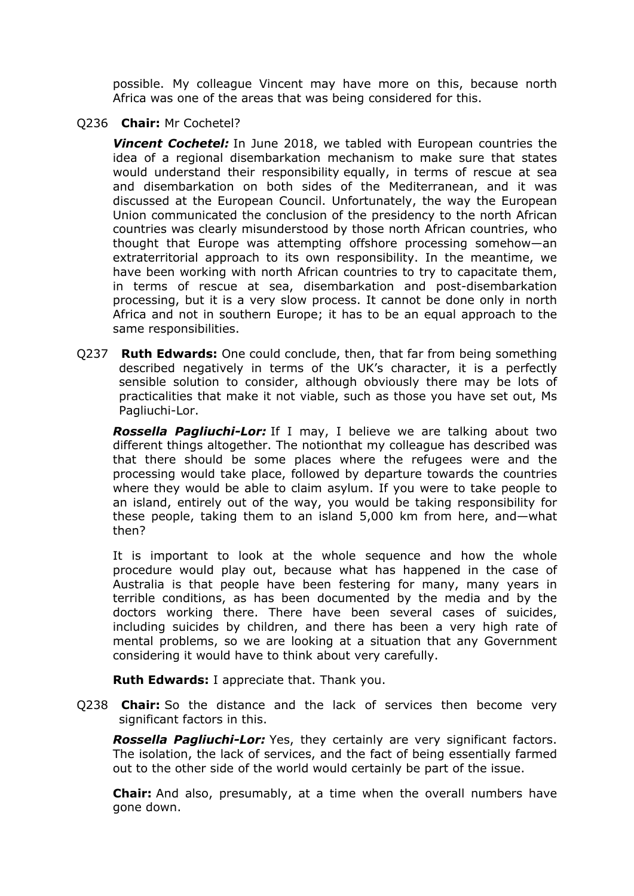possible. My colleague Vincent may have more on this, because north Africa was one of the areas that was being considered for this.

Q236 **Chair:** Mr Cochetel?

***Vincent Cochetel:*** In June 2018, we tabled with European countries the idea of a regional disembarkation mechanism to make sure that states would understand their responsibility equally, in terms of rescue at sea and disembarkation on both sides of the Mediterranean, and it was discussed at the European Council. Unfortunately, the way the European Union communicated the conclusion of the presidency to the north African countries was clearly misunderstood by those north African countries, who thought that Europe was attempting offshore processing somehow—an extraterritorial approach to its own responsibility. In the meantime, we have been working with north African countries to try to capacitate them, in terms of rescue at sea, disembarkation and post-disembarkation processing, but it is a very slow process. It cannot be done only in north Africa and not in southern Europe; it has to be an equal approach to the same responsibilities.

Q237 **Ruth Edwards:** One could conclude, then, that far from being something described negatively in terms of the UK's character, it is a perfectly sensible solution to consider, although obviously there may be lots of practicalities that make it not viable, such as those you have set out, Ms Pagliuchi-Lor.

***Rossella Pagliuchi-Lor:*** If I may, I believe we are talking about two different things altogether. The notionthat my colleague has described was that there should be some places where the refugees were and the processing would take place, followed by departure towards the countries where they would be able to claim asylum. If you were to take people to an island, entirely out of the way, you would be taking responsibility for these people, taking them to an island 5,000 km from here, and—what then?

It is important to look at the whole sequence and how the whole procedure would play out, because what has happened in the case of Australia is that people have been festering for many, many years in terrible conditions, as has been documented by the media and by the doctors working there. There have been several cases of suicides, including suicides by children, and there has been a very high rate of mental problems, so we are looking at a situation that any Government considering it would have to think about very carefully.

**Ruth Edwards:** I appreciate that. Thank you.

Q238 **Chair:** So the distance and the lack of services then become very significant factors in this.

***Rossella Pagliuchi-Lor:*** Yes, they certainly are very significant factors. The isolation, the lack of services, and the fact of being essentially farmed out to the other side of the world would certainly be part of the issue.

**Chair:** And also, presumably, at a time when the overall numbers have gone down.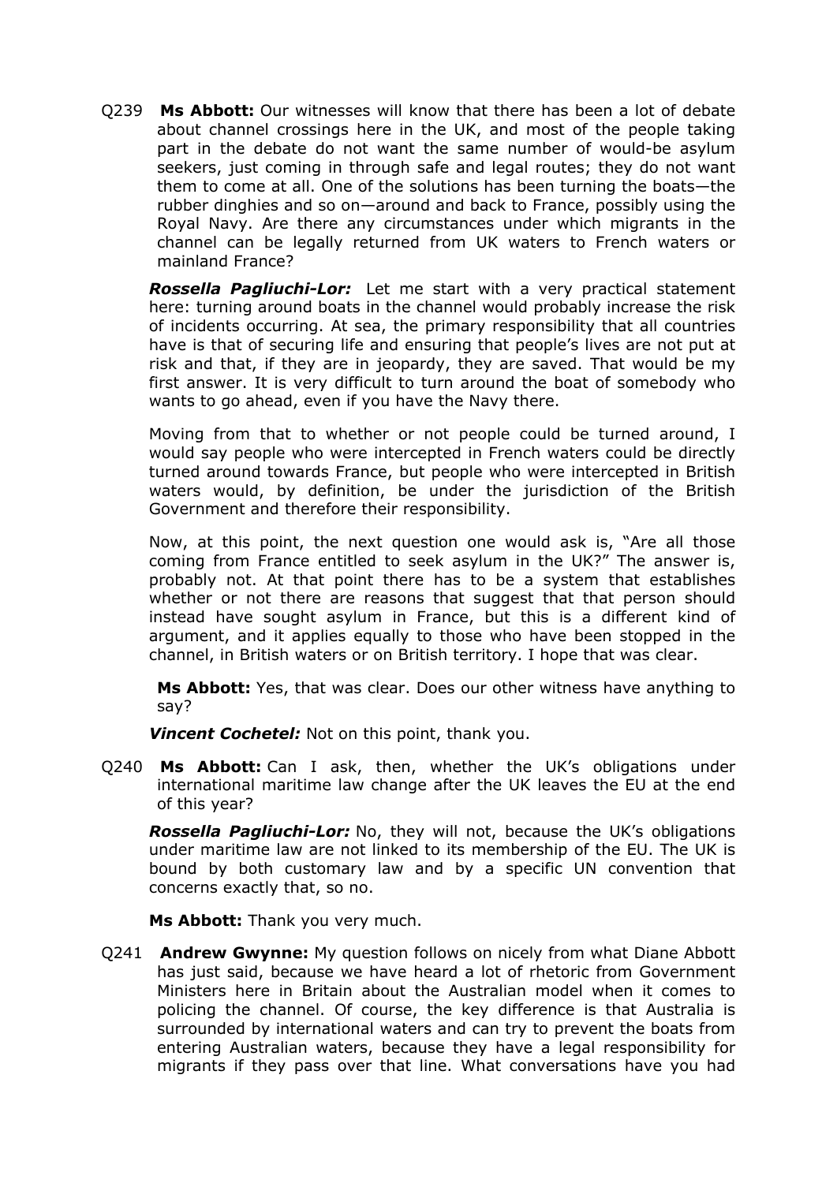Q239 **Ms Abbott:** Our witnesses will know that there has been a lot of debate about channel crossings here in the UK, and most of the people taking part in the debate do not want the same number of would-be asylum seekers, just coming in through safe and legal routes; they do not want them to come at all. One of the solutions has been turning the boats—the rubber dinghies and so on—around and back to France, possibly using the Royal Navy. Are there any circumstances under which migrants in the channel can be legally returned from UK waters to French waters or mainland France?

***Rossella Pagliuchi-Lor:*** Let me start with a very practical statement here: turning around boats in the channel would probably increase the risk of incidents occurring. At sea, the primary responsibility that all countries have is that of securing life and ensuring that people's lives are not put at risk and that, if they are in jeopardy, they are saved. That would be my first answer. It is very difficult to turn around the boat of somebody who wants to go ahead, even if you have the Navy there.

Moving from that to whether or not people could be turned around, I would say people who were intercepted in French waters could be directly turned around towards France, but people who were intercepted in British waters would, by definition, be under the jurisdiction of the British Government and therefore their responsibility.

Now, at this point, the next question one would ask is, "Are all those coming from France entitled to seek asylum in the UK?" The answer is, probably not. At that point there has to be a system that establishes whether or not there are reasons that suggest that that person should instead have sought asylum in France, but this is a different kind of argument, and it applies equally to those who have been stopped in the channel, in British waters or on British territory. I hope that was clear.

**Ms Abbott:** Yes, that was clear. Does our other witness have anything to say?

***Vincent Cochetel:*** Not on this point, thank you.

Q240 **Ms Abbott:** Can I ask, then, whether the UK's obligations under international maritime law change after the UK leaves the EU at the end of this year?

***Rossella Pagliuchi-Lor:*** No, they will not, because the UK's obligations under maritime law are not linked to its membership of the EU. The UK is bound by both customary law and by a specific UN convention that concerns exactly that, so no.

**Ms Abbott:** Thank you very much.

Q241 **Andrew Gwynne:** My question follows on nicely from what Diane Abbott has just said, because we have heard a lot of rhetoric from Government Ministers here in Britain about the Australian model when it comes to policing the channel. Of course, the key difference is that Australia is surrounded by international waters and can try to prevent the boats from entering Australian waters, because they have a legal responsibility for migrants if they pass over that line. What conversations have you had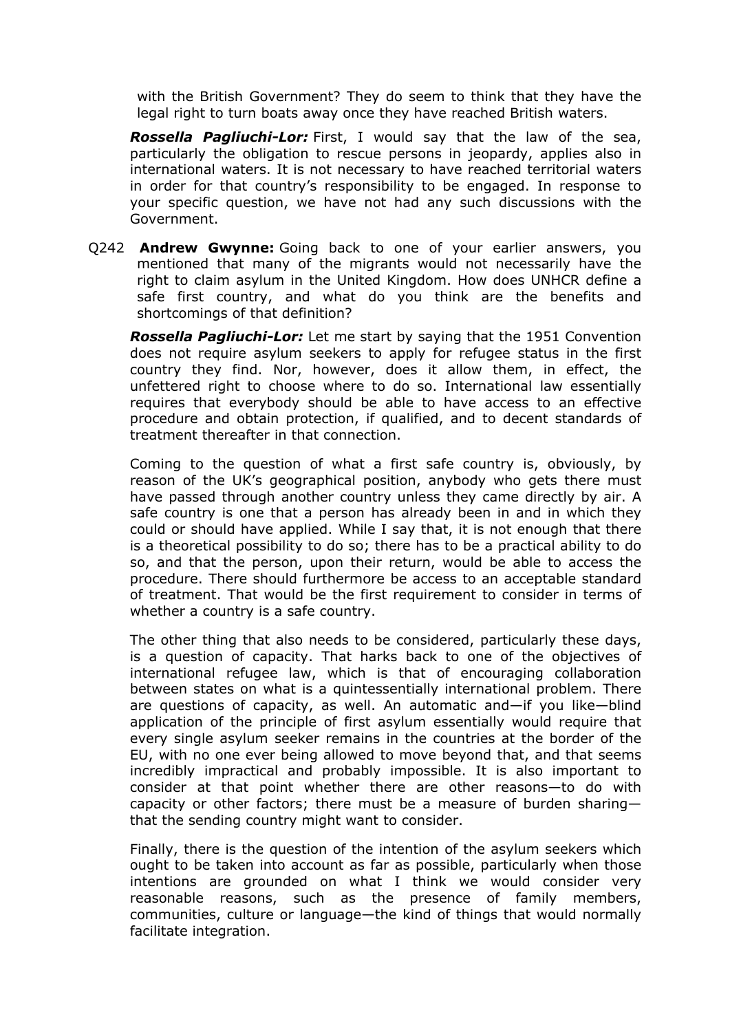with the British Government? They do seem to think that they have the legal right to turn boats away once they have reached British waters.

***Rossella Pagliuchi-Lor:*** First, I would say that the law of the sea, particularly the obligation to rescue persons in jeopardy, applies also in international waters. It is not necessary to have reached territorial waters in order for that country's responsibility to be engaged. In response to your specific question, we have not had any such discussions with the Government.

Q242 **Andrew Gwynne:** Going back to one of your earlier answers, you mentioned that many of the migrants would not necessarily have the right to claim asylum in the United Kingdom. How does UNHCR define a safe first country, and what do you think are the benefits and shortcomings of that definition?

***Rossella Pagliuchi-Lor:*** Let me start by saying that the 1951 Convention does not require asylum seekers to apply for refugee status in the first country they find. Nor, however, does it allow them, in effect, the unfettered right to choose where to do so. International law essentially requires that everybody should be able to have access to an effective procedure and obtain protection, if qualified, and to decent standards of treatment thereafter in that connection.

Coming to the question of what a first safe country is, obviously, by reason of the UK's geographical position, anybody who gets there must have passed through another country unless they came directly by air. A safe country is one that a person has already been in and in which they could or should have applied. While I say that, it is not enough that there is a theoretical possibility to do so; there has to be a practical ability to do so, and that the person, upon their return, would be able to access the procedure. There should furthermore be access to an acceptable standard of treatment. That would be the first requirement to consider in terms of whether a country is a safe country.

The other thing that also needs to be considered, particularly these days, is a question of capacity. That harks back to one of the objectives of international refugee law, which is that of encouraging collaboration between states on what is a quintessentially international problem. There are questions of capacity, as well. An automatic and—if you like—blind application of the principle of first asylum essentially would require that every single asylum seeker remains in the countries at the border of the EU, with no one ever being allowed to move beyond that, and that seems incredibly impractical and probably impossible. It is also important to consider at that point whether there are other reasons—to do with capacity or other factors; there must be a measure of burden sharing—that the sending country might want to consider.

Finally, there is the question of the intention of the asylum seekers which ought to be taken into account as far as possible, particularly when those intentions are grounded on what I think we would consider very reasonable reasons, such as the presence of family members, communities, culture or language—the kind of things that would normally facilitate integration.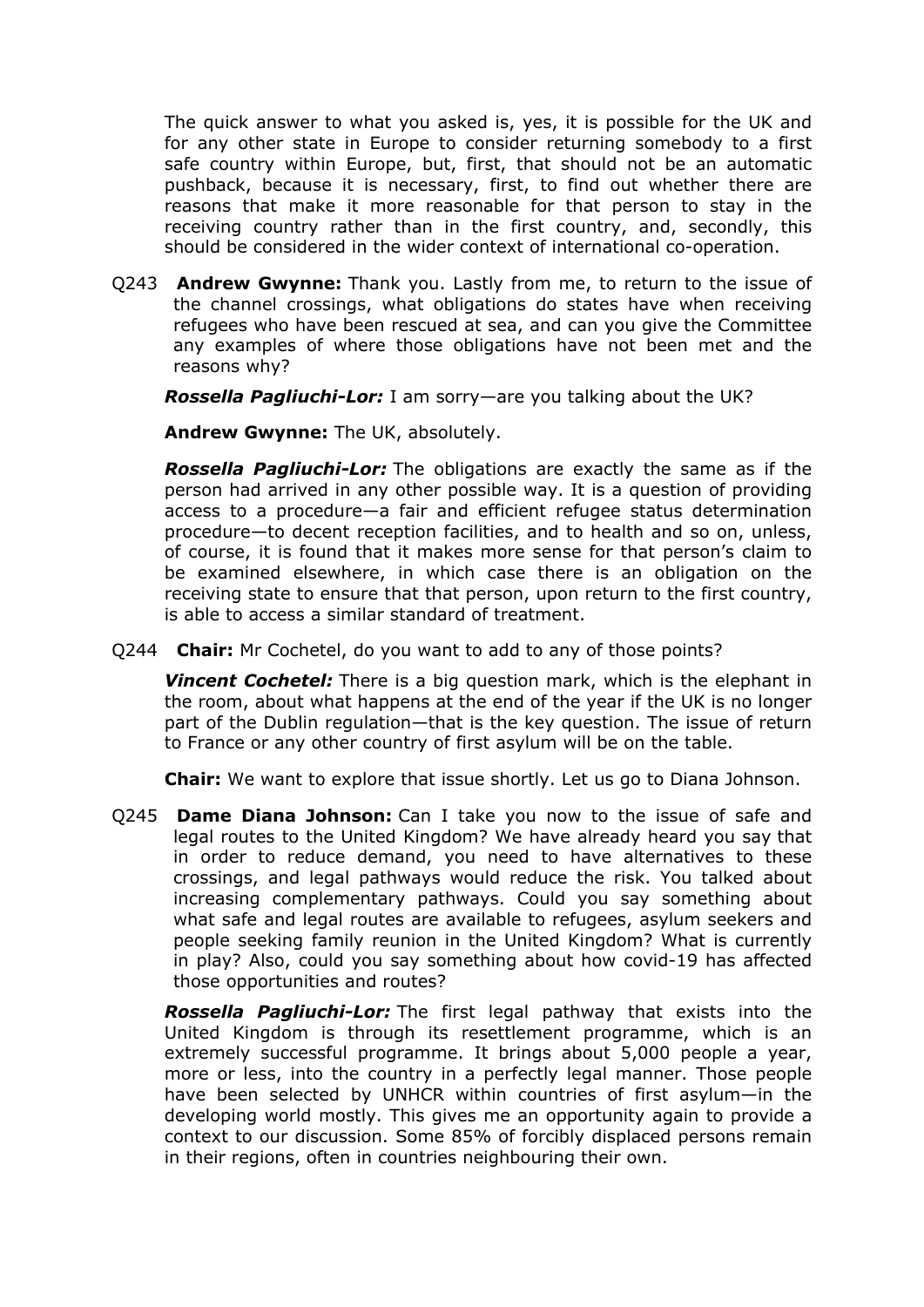The quick answer to what you asked is, yes, it is possible for the UK and for any other state in Europe to consider returning somebody to a first safe country within Europe, but, first, that should not be an automatic pushback, because it is necessary, first, to find out whether there are reasons that make it more reasonable for that person to stay in the receiving country rather than in the first country, and, secondly, this should be considered in the wider context of international co-operation.

Q243 **Andrew Gwynne:** Thank you. Lastly from me, to return to the issue of the channel crossings, what obligations do states have when receiving refugees who have been rescued at sea, and can you give the Committee any examples of where those obligations have not been met and the reasons why?

***Rossella Pagliuchi-Lor:*** I am sorry—are you talking about the UK?

**Andrew Gwynne:** The UK, absolutely.

***Rossella Pagliuchi-Lor:*** The obligations are exactly the same as if the person had arrived in any other possible way. It is a question of providing access to a procedure—a fair and efficient refugee status determination procedure—to decent reception facilities, and to health and so on, unless, of course, it is found that it makes more sense for that person's claim to be examined elsewhere, in which case there is an obligation on the receiving state to ensure that that person, upon return to the first country, is able to access a similar standard of treatment.

Q244 **Chair:** Mr Cochetel, do you want to add to any of those points?

***Vincent Cochetel:*** There is a big question mark, which is the elephant in the room, about what happens at the end of the year if the UK is no longer part of the Dublin regulation—that is the key question. The issue of return to France or any other country of first asylum will be on the table.

**Chair:** We want to explore that issue shortly. Let us go to Diana Johnson.

Q245 **Dame Diana Johnson:** Can I take you now to the issue of safe and legal routes to the United Kingdom? We have already heard you say that in order to reduce demand, you need to have alternatives to these crossings, and legal pathways would reduce the risk. You talked about increasing complementary pathways. Could you say something about what safe and legal routes are available to refugees, asylum seekers and people seeking family reunion in the United Kingdom? What is currently in play? Also, could you say something about how covid-19 has affected those opportunities and routes?

***Rossella Pagliuchi-Lor:*** The first legal pathway that exists into the United Kingdom is through its resettlement programme, which is an extremely successful programme. It brings about 5,000 people a year, more or less, into the country in a perfectly legal manner. Those people have been selected by UNHCR within countries of first asylum—in the developing world mostly. This gives me an opportunity again to provide a context to our discussion. Some 85% of forcibly displaced persons remain in their regions, often in countries neighbouring their own.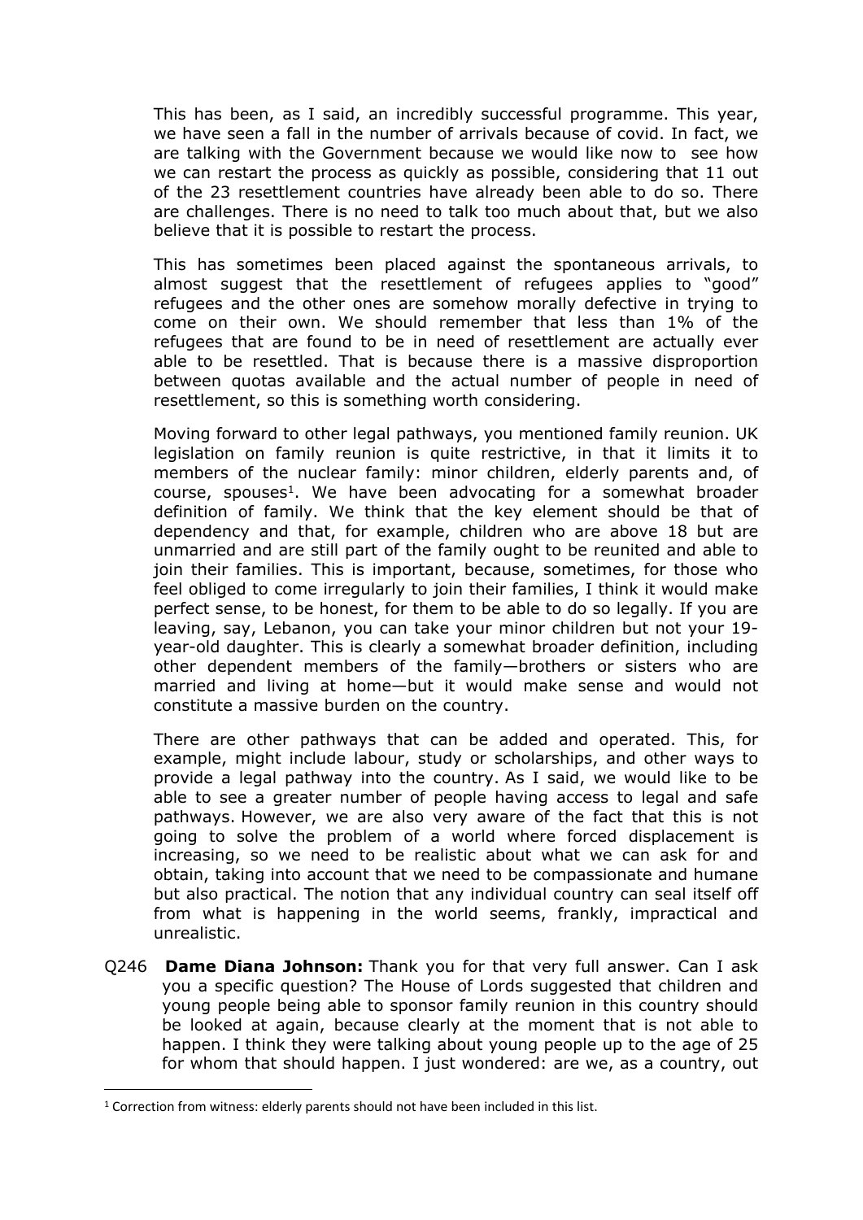This has been, as I said, an incredibly successful programme. This year, we have seen a fall in the number of arrivals because of covid. In fact, we are talking with the Government because we would like now to see how we can restart the process as quickly as possible, considering that 11 out of the 23 resettlement countries have already been able to do so. There are challenges. There is no need to talk too much about that, but we also believe that it is possible to restart the process.

This has sometimes been placed against the spontaneous arrivals, to almost suggest that the resettlement of refugees applies to "good" refugees and the other ones are somehow morally defective in trying to come on their own. We should remember that less than 1% of the refugees that are found to be in need of resettlement are actually ever able to be resettled. That is because there is a massive disproportion between quotas available and the actual number of people in need of resettlement, so this is something worth considering.

Moving forward to other legal pathways, you mentioned family reunion. UK legislation on family reunion is quite restrictive, in that it limits it to members of the nuclear family: minor children, elderly parents and, of course, spouses[1]. We have been advocating for a somewhat broader definition of family. We think that the key element should be that of dependency and that, for example, children who are above 18 but are unmarried and are still part of the family ought to be reunited and able to join their families. This is important, because, sometimes, for those who feel obliged to come irregularly to join their families, I think it would make perfect sense, to be honest, for them to be able to do so legally. If you are leaving, say, Lebanon, you can take your minor children but not your 19-year-old daughter. This is clearly a somewhat broader definition, including other dependent members of the family—brothers or sisters who are married and living at home—but it would make sense and would not constitute a massive burden on the country.

There are other pathways that can be added and operated. This, for example, might include labour, study or scholarships, and other ways to provide a legal pathway into the country. As I said, we would like to be able to see a greater number of people having access to legal and safe pathways. However, we are also very aware of the fact that this is not going to solve the problem of a world where forced displacement is increasing, so we need to be realistic about what we can ask for and obtain, taking into account that we need to be compassionate and humane but also practical. The notion that any individual country can seal itself off from what is happening in the world seems, frankly, impractical and unrealistic.

Q246 **Dame Diana Johnson:** Thank you for that very full answer. Can I ask you a specific question? The House of Lords suggested that children and young people being able to sponsor family reunion in this country should be looked at again, because clearly at the moment that is not able to happen. I think they were talking about young people up to the age of 25 for whom that should happen. I just wondered: are we, as a country, out

---

[1] Correction from witness: elderly parents should not have been included in this list.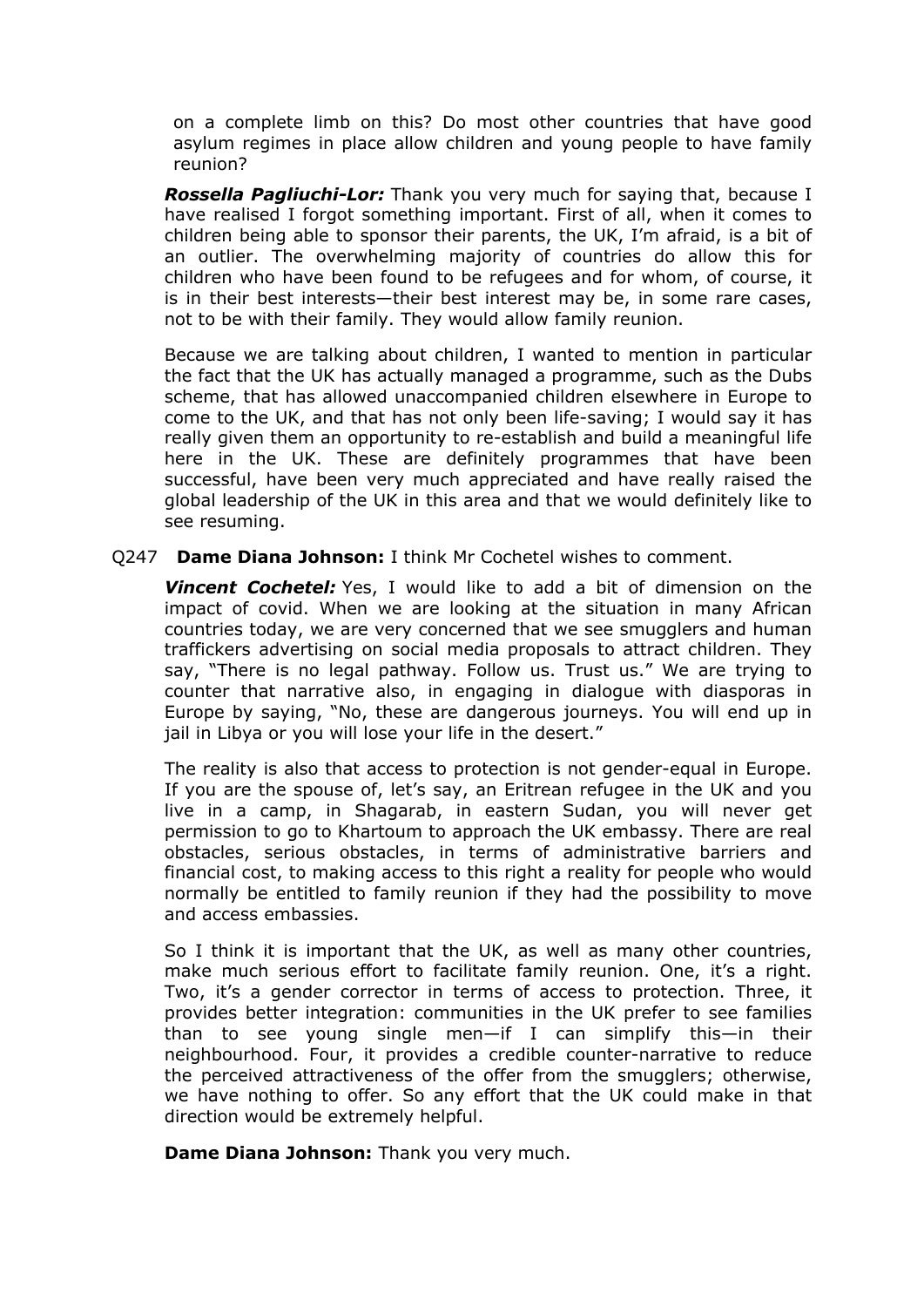on a complete limb on this? Do most other countries that have good asylum regimes in place allow children and young people to have family reunion?

***Rossella Pagliuchi-Lor:*** Thank you very much for saying that, because I have realised I forgot something important. First of all, when it comes to children being able to sponsor their parents, the UK, I'm afraid, is a bit of an outlier. The overwhelming majority of countries do allow this for children who have been found to be refugees and for whom, of course, it is in their best interests—their best interest may be, in some rare cases, not to be with their family. They would allow family reunion.

Because we are talking about children, I wanted to mention in particular the fact that the UK has actually managed a programme, such as the Dubs scheme, that has allowed unaccompanied children elsewhere in Europe to come to the UK, and that has not only been life-saving; I would say it has really given them an opportunity to re-establish and build a meaningful life here in the UK. These are definitely programmes that have been successful, have been very much appreciated and have really raised the global leadership of the UK in this area and that we would definitely like to see resuming.

Q247 **Dame Diana Johnson:** I think Mr Cochetel wishes to comment.

***Vincent Cochetel:*** Yes, I would like to add a bit of dimension on the impact of covid. When we are looking at the situation in many African countries today, we are very concerned that we see smugglers and human traffickers advertising on social media proposals to attract children. They say, "There is no legal pathway. Follow us. Trust us." We are trying to counter that narrative also, in engaging in dialogue with diasporas in Europe by saying, "No, these are dangerous journeys. You will end up in jail in Libya or you will lose your life in the desert."

The reality is also that access to protection is not gender-equal in Europe. If you are the spouse of, let's say, an Eritrean refugee in the UK and you live in a camp, in Shagarab, in eastern Sudan, you will never get permission to go to Khartoum to approach the UK embassy. There are real obstacles, serious obstacles, in terms of administrative barriers and financial cost, to making access to this right a reality for people who would normally be entitled to family reunion if they had the possibility to move and access embassies.

So I think it is important that the UK, as well as many other countries, make much serious effort to facilitate family reunion. One, it's a right. Two, it's a gender corrector in terms of access to protection. Three, it provides better integration: communities in the UK prefer to see families than to see young single men—if I can simplify this—in their neighbourhood. Four, it provides a credible counter-narrative to reduce the perceived attractiveness of the offer from the smugglers; otherwise, we have nothing to offer. So any effort that the UK could make in that direction would be extremely helpful.

**Dame Diana Johnson:** Thank you very much.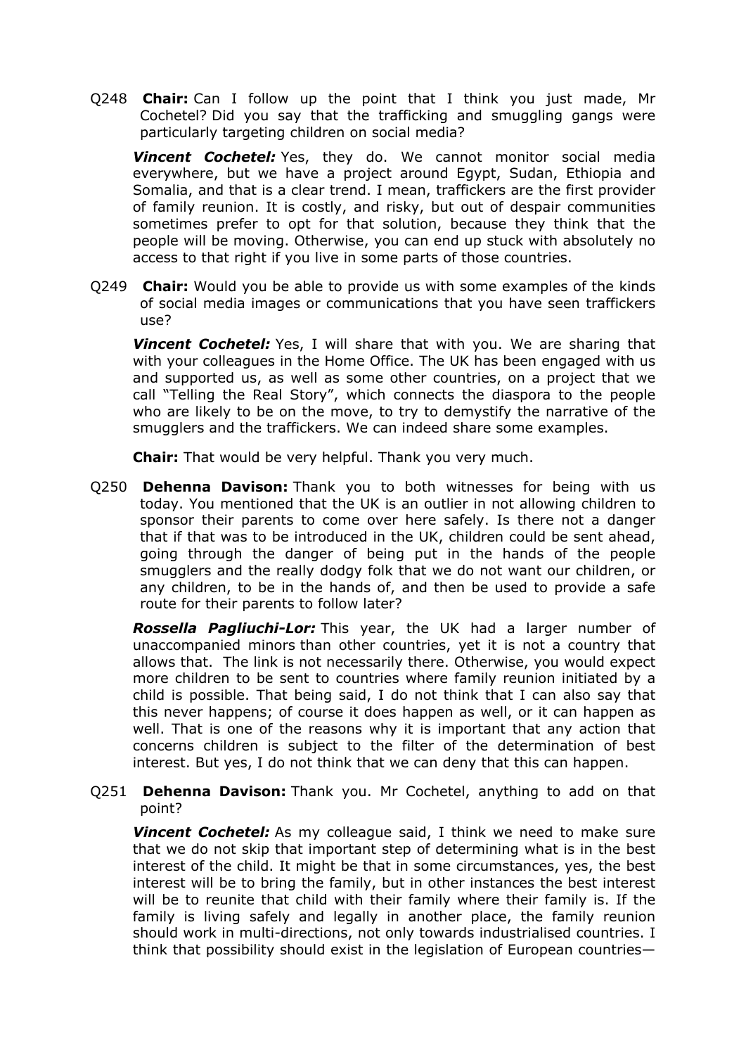Q248 **Chair:** Can I follow up the point that I think you just made, Mr Cochetel? Did you say that the trafficking and smuggling gangs were particularly targeting children on social media?

***Vincent Cochetel:*** Yes, they do. We cannot monitor social media everywhere, but we have a project around Egypt, Sudan, Ethiopia and Somalia, and that is a clear trend. I mean, traffickers are the first provider of family reunion. It is costly, and risky, but out of despair communities sometimes prefer to opt for that solution, because they think that the people will be moving. Otherwise, you can end up stuck with absolutely no access to that right if you live in some parts of those countries.

Q249 **Chair:** Would you be able to provide us with some examples of the kinds of social media images or communications that you have seen traffickers use?

***Vincent Cochetel:*** Yes, I will share that with you. We are sharing that with your colleagues in the Home Office. The UK has been engaged with us and supported us, as well as some other countries, on a project that we call "Telling the Real Story", which connects the diaspora to the people who are likely to be on the move, to try to demystify the narrative of the smugglers and the traffickers. We can indeed share some examples.

**Chair:** That would be very helpful. Thank you very much.

Q250 **Dehenna Davison:** Thank you to both witnesses for being with us today. You mentioned that the UK is an outlier in not allowing children to sponsor their parents to come over here safely. Is there not a danger that if that was to be introduced in the UK, children could be sent ahead, going through the danger of being put in the hands of the people smugglers and the really dodgy folk that we do not want our children, or any children, to be in the hands of, and then be used to provide a safe route for their parents to follow later?

***Rossella Pagliuchi-Lor:*** This year, the UK had a larger number of unaccompanied minors than other countries, yet it is not a country that allows that. The link is not necessarily there. Otherwise, you would expect more children to be sent to countries where family reunion initiated by a child is possible. That being said, I do not think that I can also say that this never happens; of course it does happen as well, or it can happen as well. That is one of the reasons why it is important that any action that concerns children is subject to the filter of the determination of best interest. But yes, I do not think that we can deny that this can happen.

Q251 **Dehenna Davison:** Thank you. Mr Cochetel, anything to add on that point?

***Vincent Cochetel:*** As my colleague said, I think we need to make sure that we do not skip that important step of determining what is in the best interest of the child. It might be that in some circumstances, yes, the best interest will be to bring the family, but in other instances the best interest will be to reunite that child with their family where their family is. If the family is living safely and legally in another place, the family reunion should work in multi-directions, not only towards industrialised countries. I think that possibility should exist in the legislation of European countries—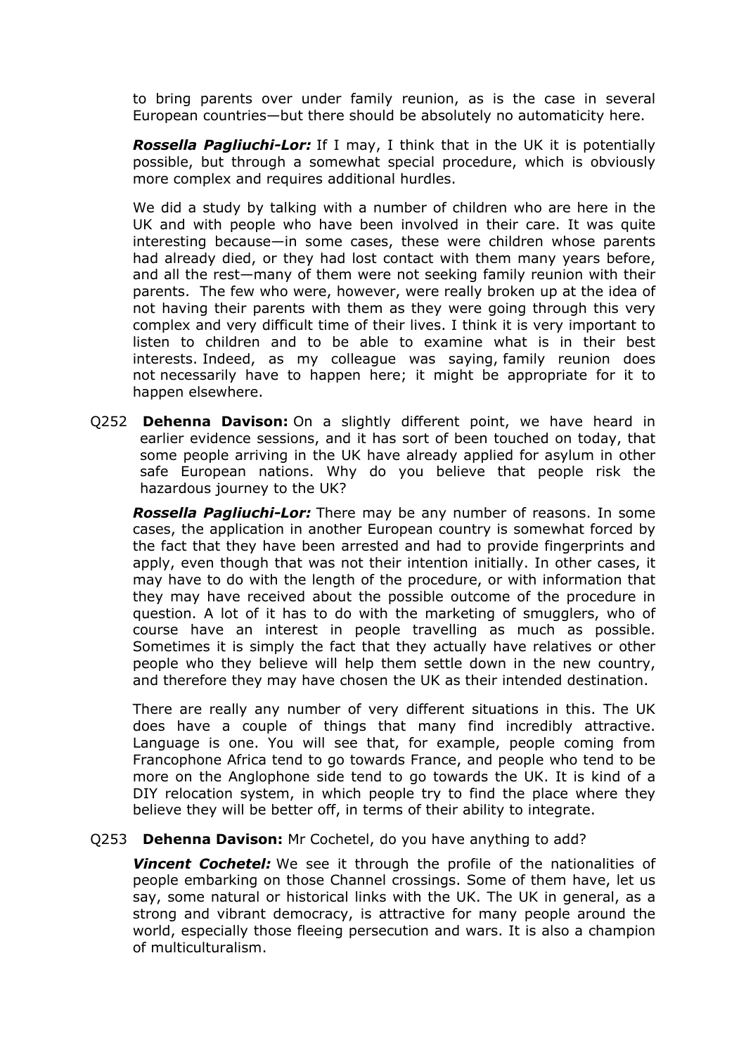to bring parents over under family reunion, as is the case in several European countries—but there should be absolutely no automaticity here.

***Rossella Pagliuchi-Lor:*** If I may, I think that in the UK it is potentially possible, but through a somewhat special procedure, which is obviously more complex and requires additional hurdles.

We did a study by talking with a number of children who are here in the UK and with people who have been involved in their care. It was quite interesting because—in some cases, these were children whose parents had already died, or they had lost contact with them many years before, and all the rest—many of them were not seeking family reunion with their parents. The few who were, however, were really broken up at the idea of not having their parents with them as they were going through this very complex and very difficult time of their lives. I think it is very important to listen to children and to be able to examine what is in their best interests. Indeed, as my colleague was saying, family reunion does not necessarily have to happen here; it might be appropriate for it to happen elsewhere.

Q252 **Dehenna Davison:** On a slightly different point, we have heard in earlier evidence sessions, and it has sort of been touched on today, that some people arriving in the UK have already applied for asylum in other safe European nations. Why do you believe that people risk the hazardous journey to the UK?

***Rossella Pagliuchi-Lor:*** There may be any number of reasons. In some cases, the application in another European country is somewhat forced by the fact that they have been arrested and had to provide fingerprints and apply, even though that was not their intention initially. In other cases, it may have to do with the length of the procedure, or with information that they may have received about the possible outcome of the procedure in question. A lot of it has to do with the marketing of smugglers, who of course have an interest in people travelling as much as possible. Sometimes it is simply the fact that they actually have relatives or other people who they believe will help them settle down in the new country, and therefore they may have chosen the UK as their intended destination.

There are really any number of very different situations in this. The UK does have a couple of things that many find incredibly attractive. Language is one. You will see that, for example, people coming from Francophone Africa tend to go towards France, and people who tend to be more on the Anglophone side tend to go towards the UK. It is kind of a DIY relocation system, in which people try to find the place where they believe they will be better off, in terms of their ability to integrate.

Q253 **Dehenna Davison:** Mr Cochetel, do you have anything to add?

***Vincent Cochetel:*** We see it through the profile of the nationalities of people embarking on those Channel crossings. Some of them have, let us say, some natural or historical links with the UK. The UK in general, as a strong and vibrant democracy, is attractive for many people around the world, especially those fleeing persecution and wars. It is also a champion of multiculturalism.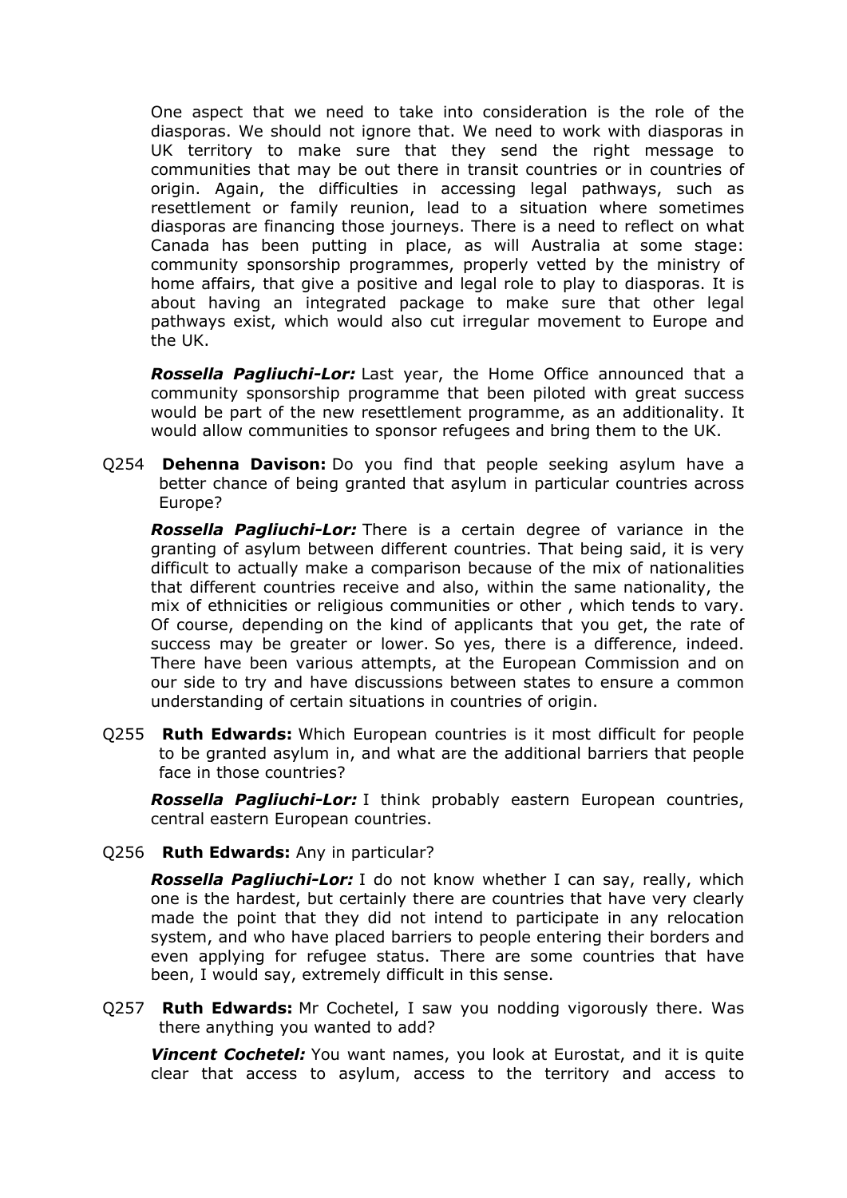One aspect that we need to take into consideration is the role of the diasporas. We should not ignore that. We need to work with diasporas in UK territory to make sure that they send the right message to communities that may be out there in transit countries or in countries of origin. Again, the difficulties in accessing legal pathways, such as resettlement or family reunion, lead to a situation where sometimes diasporas are financing those journeys. There is a need to reflect on what Canada has been putting in place, as will Australia at some stage: community sponsorship programmes, properly vetted by the ministry of home affairs, that give a positive and legal role to play to diasporas. It is about having an integrated package to make sure that other legal pathways exist, which would also cut irregular movement to Europe and the UK.

***Rossella Pagliuchi-Lor:*** Last year, the Home Office announced that a community sponsorship programme that been piloted with great success would be part of the new resettlement programme, as an additionality. It would allow communities to sponsor refugees and bring them to the UK.

Q254 **Dehenna Davison:** Do you find that people seeking asylum have a better chance of being granted that asylum in particular countries across Europe?

***Rossella Pagliuchi-Lor:*** There is a certain degree of variance in the granting of asylum between different countries. That being said, it is very difficult to actually make a comparison because of the mix of nationalities that different countries receive and also, within the same nationality, the mix of ethnicities or religious communities or other , which tends to vary. Of course, depending on the kind of applicants that you get, the rate of success may be greater or lower. So yes, there is a difference, indeed. There have been various attempts, at the European Commission and on our side to try and have discussions between states to ensure a common understanding of certain situations in countries of origin.

Q255 **Ruth Edwards:** Which European countries is it most difficult for people to be granted asylum in, and what are the additional barriers that people face in those countries?

***Rossella Pagliuchi-Lor:*** I think probably eastern European countries, central eastern European countries.

Q256 **Ruth Edwards:** Any in particular?

***Rossella Pagliuchi-Lor:*** I do not know whether I can say, really, which one is the hardest, but certainly there are countries that have very clearly made the point that they did not intend to participate in any relocation system, and who have placed barriers to people entering their borders and even applying for refugee status. There are some countries that have been, I would say, extremely difficult in this sense.

Q257 **Ruth Edwards:** Mr Cochetel, I saw you nodding vigorously there. Was there anything you wanted to add?

***Vincent Cochetel:*** You want names, you look at Eurostat, and it is quite clear that access to asylum, access to the territory and access to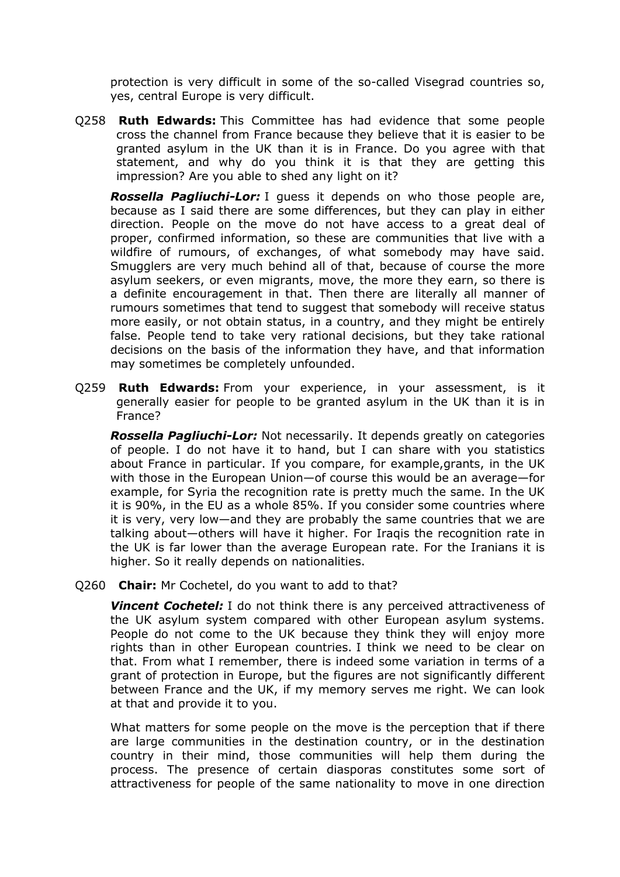protection is very difficult in some of the so-called Visegrad countries so, yes, central Europe is very difficult.

Q258 **Ruth Edwards:** This Committee has had evidence that some people cross the channel from France because they believe that it is easier to be granted asylum in the UK than it is in France. Do you agree with that statement, and why do you think it is that they are getting this impression? Are you able to shed any light on it?

***Rossella Pagliuchi-Lor:*** I guess it depends on who those people are, because as I said there are some differences, but they can play in either direction. People on the move do not have access to a great deal of proper, confirmed information, so these are communities that live with a wildfire of rumours, of exchanges, of what somebody may have said. Smugglers are very much behind all of that, because of course the more asylum seekers, or even migrants, move, the more they earn, so there is a definite encouragement in that. Then there are literally all manner of rumours sometimes that tend to suggest that somebody will receive status more easily, or not obtain status, in a country, and they might be entirely false. People tend to take very rational decisions, but they take rational decisions on the basis of the information they have, and that information may sometimes be completely unfounded.

Q259 **Ruth Edwards:** From your experience, in your assessment, is it generally easier for people to be granted asylum in the UK than it is in France?

***Rossella Pagliuchi-Lor:*** Not necessarily. It depends greatly on categories of people. I do not have it to hand, but I can share with you statistics about France in particular. If you compare, for example,grants, in the UK with those in the European Union—of course this would be an average—for example, for Syria the recognition rate is pretty much the same. In the UK it is 90%, in the EU as a whole 85%. If you consider some countries where it is very, very low—and they are probably the same countries that we are talking about—others will have it higher. For Iraqis the recognition rate in the UK is far lower than the average European rate. For the Iranians it is higher. So it really depends on nationalities.

Q260 **Chair:** Mr Cochetel, do you want to add to that?

***Vincent Cochetel:*** I do not think there is any perceived attractiveness of the UK asylum system compared with other European asylum systems. People do not come to the UK because they think they will enjoy more rights than in other European countries. I think we need to be clear on that. From what I remember, there is indeed some variation in terms of a grant of protection in Europe, but the figures are not significantly different between France and the UK, if my memory serves me right. We can look at that and provide it to you.

What matters for some people on the move is the perception that if there are large communities in the destination country, or in the destination country in their mind, those communities will help them during the process. The presence of certain diasporas constitutes some sort of attractiveness for people of the same nationality to move in one direction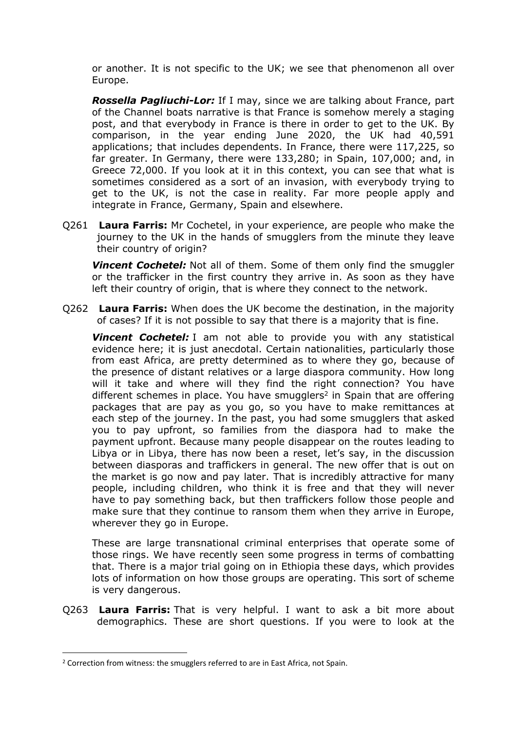or another. It is not specific to the UK; we see that phenomenon all over Europe.

***Rossella Pagliuchi-Lor:*** If I may, since we are talking about France, part of the Channel boats narrative is that France is somehow merely a staging post, and that everybody in France is there in order to get to the UK. By comparison, in the year ending June 2020, the UK had 40,591 applications; that includes dependents. In France, there were 117,225, so far greater. In Germany, there were 133,280; in Spain, 107,000; and, in Greece 72,000. If you look at it in this context, you can see that what is sometimes considered as a sort of an invasion, with everybody trying to get to the UK, is not the case in reality. Far more people apply and integrate in France, Germany, Spain and elsewhere.

Q261 **Laura Farris:** Mr Cochetel, in your experience, are people who make the journey to the UK in the hands of smugglers from the minute they leave their country of origin?

***Vincent Cochetel:*** Not all of them. Some of them only find the smuggler or the trafficker in the first country they arrive in. As soon as they have left their country of origin, that is where they connect to the network.

Q262 **Laura Farris:** When does the UK become the destination, in the majority of cases? If it is not possible to say that there is a majority that is fine.

***Vincent Cochetel:*** I am not able to provide you with any statistical evidence here; it is just anecdotal. Certain nationalities, particularly those from east Africa, are pretty determined as to where they go, because of the presence of distant relatives or a large diaspora community. How long will it take and where will they find the right connection? You have different schemes in place. You have smugglers[2] in Spain that are offering packages that are pay as you go, so you have to make remittances at each step of the journey. In the past, you had some smugglers that asked you to pay upfront, so families from the diaspora had to make the payment upfront. Because many people disappear on the routes leading to Libya or in Libya, there has now been a reset, let's say, in the discussion between diasporas and traffickers in general. The new offer that is out on the market is go now and pay later. That is incredibly attractive for many people, including children, who think it is free and that they will never have to pay something back, but then traffickers follow those people and make sure that they continue to ransom them when they arrive in Europe, wherever they go in Europe.

These are large transnational criminal enterprises that operate some of those rings. We have recently seen some progress in terms of combatting that. There is a major trial going on in Ethiopia these days, which provides lots of information on how those groups are operating. This sort of scheme is very dangerous.

Q263 **Laura Farris:** That is very helpful. I want to ask a bit more about demographics. These are short questions. If you were to look at the

---

[2] Correction from witness: the smugglers referred to are in East Africa, not Spain.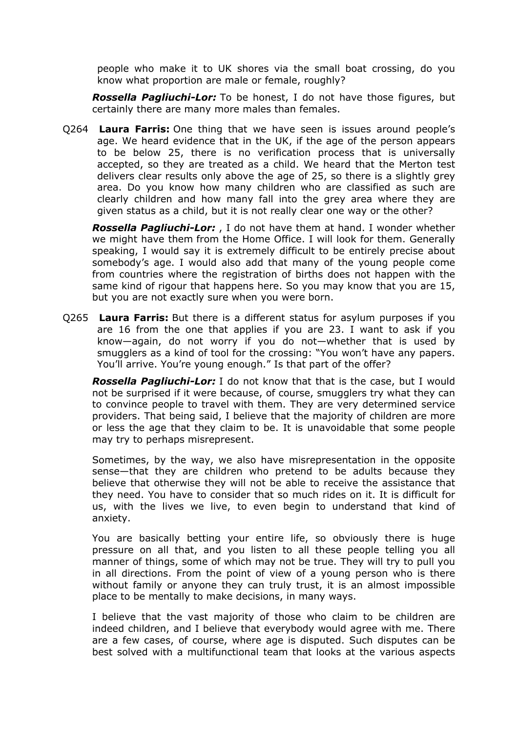people who make it to UK shores via the small boat crossing, do you know what proportion are male or female, roughly?

***Rossella Pagliuchi-Lor:*** To be honest, I do not have those figures, but certainly there are many more males than females.

Q264 **Laura Farris:** One thing that we have seen is issues around people's age. We heard evidence that in the UK, if the age of the person appears to be below 25, there is no verification process that is universally accepted, so they are treated as a child. We heard that the Merton test delivers clear results only above the age of 25, so there is a slightly grey area. Do you know how many children who are classified as such are clearly children and how many fall into the grey area where they are given status as a child, but it is not really clear one way or the other?

***Rossella Pagliuchi-Lor:*** , I do not have them at hand. I wonder whether we might have them from the Home Office. I will look for them. Generally speaking, I would say it is extremely difficult to be entirely precise about somebody's age. I would also add that many of the young people come from countries where the registration of births does not happen with the same kind of rigour that happens here. So you may know that you are 15, but you are not exactly sure when you were born.

Q265 **Laura Farris:** But there is a different status for asylum purposes if you are 16 from the one that applies if you are 23. I want to ask if you know—again, do not worry if you do not—whether that is used by smugglers as a kind of tool for the crossing: "You won't have any papers. You'll arrive. You're young enough." Is that part of the offer?

***Rossella Pagliuchi-Lor:*** I do not know that that is the case, but I would not be surprised if it were because, of course, smugglers try what they can to convince people to travel with them. They are very determined service providers. That being said, I believe that the majority of children are more or less the age that they claim to be. It is unavoidable that some people may try to perhaps misrepresent.

Sometimes, by the way, we also have misrepresentation in the opposite sense—that they are children who pretend to be adults because they believe that otherwise they will not be able to receive the assistance that they need. You have to consider that so much rides on it. It is difficult for us, with the lives we live, to even begin to understand that kind of anxiety.

You are basically betting your entire life, so obviously there is huge pressure on all that, and you listen to all these people telling you all manner of things, some of which may not be true. They will try to pull you in all directions. From the point of view of a young person who is there without family or anyone they can truly trust, it is an almost impossible place to be mentally to make decisions, in many ways.

I believe that the vast majority of those who claim to be children are indeed children, and I believe that everybody would agree with me. There are a few cases, of course, where age is disputed. Such disputes can be best solved with a multifunctional team that looks at the various aspects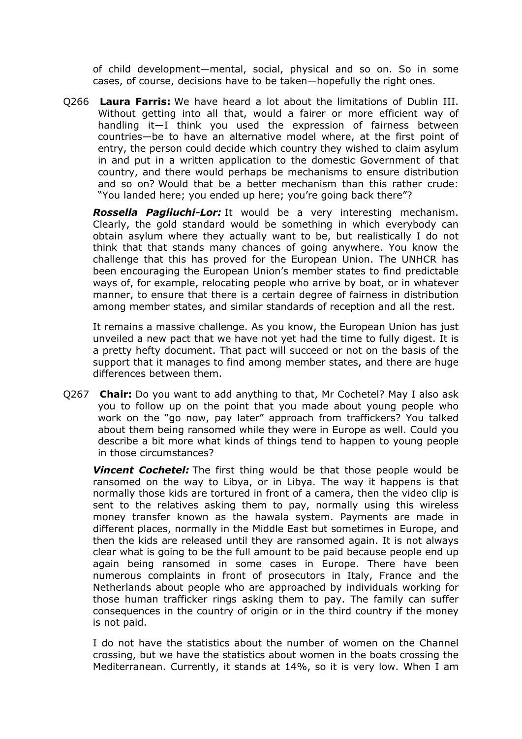of child development—mental, social, physical and so on. So in some cases, of course, decisions have to be taken—hopefully the right ones.

Q266 **Laura Farris:** We have heard a lot about the limitations of Dublin III. Without getting into all that, would a fairer or more efficient way of handling it—I think you used the expression of fairness between countries—be to have an alternative model where, at the first point of entry, the person could decide which country they wished to claim asylum in and put in a written application to the domestic Government of that country, and there would perhaps be mechanisms to ensure distribution and so on? Would that be a better mechanism than this rather crude: "You landed here; you ended up here; you're going back there"?

***Rossella Pagliuchi-Lor:*** It would be a very interesting mechanism. Clearly, the gold standard would be something in which everybody can obtain asylum where they actually want to be, but realistically I do not think that that stands many chances of going anywhere. You know the challenge that this has proved for the European Union. The UNHCR has been encouraging the European Union's member states to find predictable ways of, for example, relocating people who arrive by boat, or in whatever manner, to ensure that there is a certain degree of fairness in distribution among member states, and similar standards of reception and all the rest.

It remains a massive challenge. As you know, the European Union has just unveiled a new pact that we have not yet had the time to fully digest. It is a pretty hefty document. That pact will succeed or not on the basis of the support that it manages to find among member states, and there are huge differences between them.

Q267 **Chair:** Do you want to add anything to that, Mr Cochetel? May I also ask you to follow up on the point that you made about young people who work on the "go now, pay later" approach from traffickers? You talked about them being ransomed while they were in Europe as well. Could you describe a bit more what kinds of things tend to happen to young people in those circumstances?

***Vincent Cochetel:*** The first thing would be that those people would be ransomed on the way to Libya, or in Libya. The way it happens is that normally those kids are tortured in front of a camera, then the video clip is sent to the relatives asking them to pay, normally using this wireless money transfer known as the hawala system. Payments are made in different places, normally in the Middle East but sometimes in Europe, and then the kids are released until they are ransomed again. It is not always clear what is going to be the full amount to be paid because people end up again being ransomed in some cases in Europe. There have been numerous complaints in front of prosecutors in Italy, France and the Netherlands about people who are approached by individuals working for those human trafficker rings asking them to pay. The family can suffer consequences in the country of origin or in the third country if the money is not paid.

I do not have the statistics about the number of women on the Channel crossing, but we have the statistics about women in the boats crossing the Mediterranean. Currently, it stands at 14%, so it is very low. When I am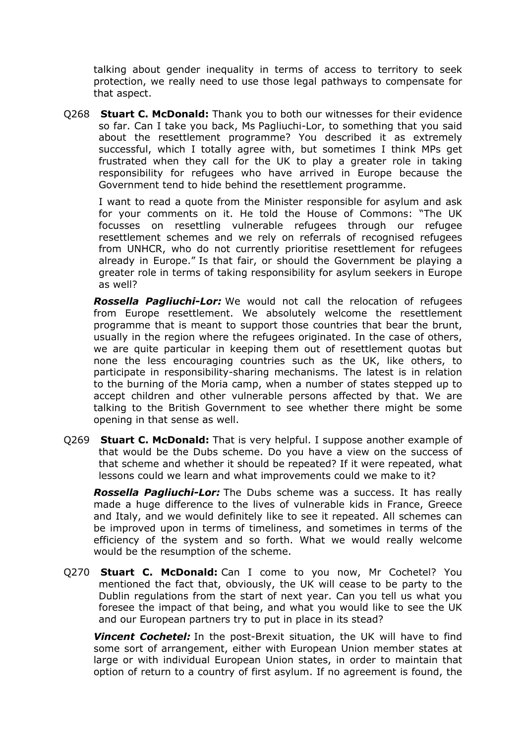talking about gender inequality in terms of access to territory to seek protection, we really need to use those legal pathways to compensate for that aspect.

Q268 **Stuart C. McDonald:** Thank you to both our witnesses for their evidence so far. Can I take you back, Ms Pagliuchi-Lor, to something that you said about the resettlement programme? You described it as extremely successful, which I totally agree with, but sometimes I think MPs get frustrated when they call for the UK to play a greater role in taking responsibility for refugees who have arrived in Europe because the Government tend to hide behind the resettlement programme.

I want to read a quote from the Minister responsible for asylum and ask for your comments on it. He told the House of Commons: "The UK focusses on resettling vulnerable refugees through our refugee resettlement schemes and we rely on referrals of recognised refugees from UNHCR, who do not currently prioritise resettlement for refugees already in Europe." Is that fair, or should the Government be playing a greater role in terms of taking responsibility for asylum seekers in Europe as well?

***Rossella Pagliuchi-Lor:*** We would not call the relocation of refugees from Europe resettlement. We absolutely welcome the resettlement programme that is meant to support those countries that bear the brunt, usually in the region where the refugees originated. In the case of others, we are quite particular in keeping them out of resettlement quotas but none the less encouraging countries such as the UK, like others, to participate in responsibility-sharing mechanisms. The latest is in relation to the burning of the Moria camp, when a number of states stepped up to accept children and other vulnerable persons affected by that. We are talking to the British Government to see whether there might be some opening in that sense as well.

Q269 **Stuart C. McDonald:** That is very helpful. I suppose another example of that would be the Dubs scheme. Do you have a view on the success of that scheme and whether it should be repeated? If it were repeated, what lessons could we learn and what improvements could we make to it?

***Rossella Pagliuchi-Lor:*** The Dubs scheme was a success. It has really made a huge difference to the lives of vulnerable kids in France, Greece and Italy, and we would definitely like to see it repeated. All schemes can be improved upon in terms of timeliness, and sometimes in terms of the efficiency of the system and so forth. What we would really welcome would be the resumption of the scheme.

Q270 **Stuart C. McDonald:** Can I come to you now, Mr Cochetel? You mentioned the fact that, obviously, the UK will cease to be party to the Dublin regulations from the start of next year. Can you tell us what you foresee the impact of that being, and what you would like to see the UK and our European partners try to put in place in its stead?

***Vincent Cochetel:*** In the post-Brexit situation, the UK will have to find some sort of arrangement, either with European Union member states at large or with individual European Union states, in order to maintain that option of return to a country of first asylum. If no agreement is found, the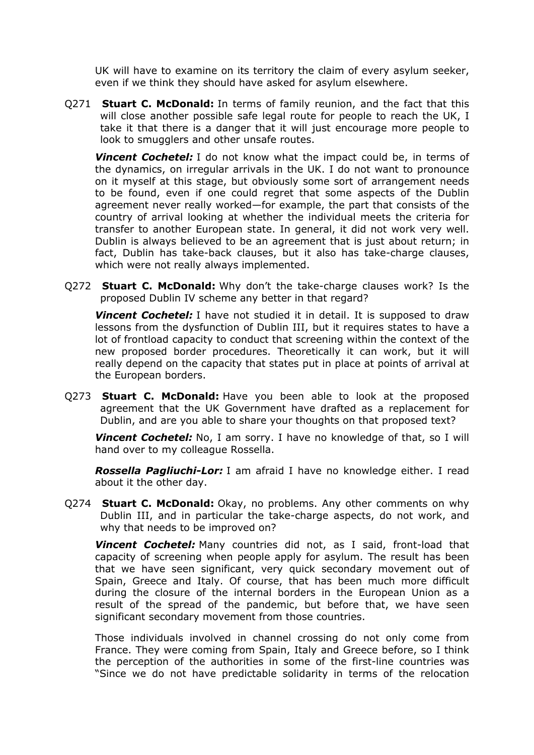UK will have to examine on its territory the claim of every asylum seeker, even if we think they should have asked for asylum elsewhere.

Q271 **Stuart C. McDonald:** In terms of family reunion, and the fact that this will close another possible safe legal route for people to reach the UK, I take it that there is a danger that it will just encourage more people to look to smugglers and other unsafe routes.

***Vincent Cochetel:*** I do not know what the impact could be, in terms of the dynamics, on irregular arrivals in the UK. I do not want to pronounce on it myself at this stage, but obviously some sort of arrangement needs to be found, even if one could regret that some aspects of the Dublin agreement never really worked—for example, the part that consists of the country of arrival looking at whether the individual meets the criteria for transfer to another European state. In general, it did not work very well. Dublin is always believed to be an agreement that is just about return; in fact, Dublin has take-back clauses, but it also has take-charge clauses, which were not really always implemented.

Q272 **Stuart C. McDonald:** Why don't the take-charge clauses work? Is the proposed Dublin IV scheme any better in that regard?

***Vincent Cochetel:*** I have not studied it in detail. It is supposed to draw lessons from the dysfunction of Dublin III, but it requires states to have a lot of frontload capacity to conduct that screening within the context of the new proposed border procedures. Theoretically it can work, but it will really depend on the capacity that states put in place at points of arrival at the European borders.

Q273 **Stuart C. McDonald:** Have you been able to look at the proposed agreement that the UK Government have drafted as a replacement for Dublin, and are you able to share your thoughts on that proposed text?

***Vincent Cochetel:*** No, I am sorry. I have no knowledge of that, so I will hand over to my colleague Rossella.

***Rossella Pagliuchi-Lor:*** I am afraid I have no knowledge either. I read about it the other day.

Q274 **Stuart C. McDonald:** Okay, no problems. Any other comments on why Dublin III, and in particular the take-charge aspects, do not work, and why that needs to be improved on?

***Vincent Cochetel:*** Many countries did not, as I said, front-load that capacity of screening when people apply for asylum. The result has been that we have seen significant, very quick secondary movement out of Spain, Greece and Italy. Of course, that has been much more difficult during the closure of the internal borders in the European Union as a result of the spread of the pandemic, but before that, we have seen significant secondary movement from those countries.

Those individuals involved in channel crossing do not only come from France. They were coming from Spain, Italy and Greece before, so I think the perception of the authorities in some of the first-line countries was "Since we do not have predictable solidarity in terms of the relocation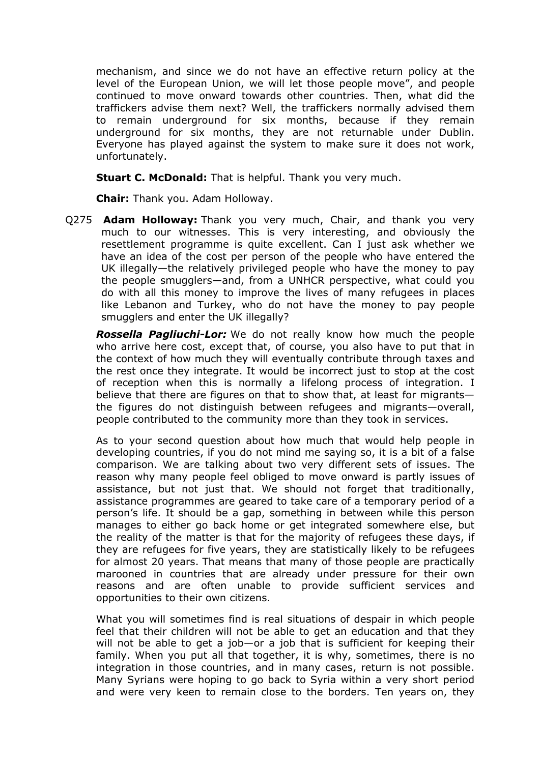mechanism, and since we do not have an effective return policy at the level of the European Union, we will let those people move", and people continued to move onward towards other countries. Then, what did the traffickers advise them next? Well, the traffickers normally advised them to remain underground for six months, because if they remain underground for six months, they are not returnable under Dublin. Everyone has played against the system to make sure it does not work, unfortunately.

**Stuart C. McDonald:** That is helpful. Thank you very much.

**Chair:** Thank you. Adam Holloway.

Q275 **Adam Holloway:** Thank you very much, Chair, and thank you very much to our witnesses. This is very interesting, and obviously the resettlement programme is quite excellent. Can I just ask whether we have an idea of the cost per person of the people who have entered the UK illegally—the relatively privileged people who have the money to pay the people smugglers—and, from a UNHCR perspective, what could you do with all this money to improve the lives of many refugees in places like Lebanon and Turkey, who do not have the money to pay people smugglers and enter the UK illegally?

***Rossella Pagliuchi-Lor:*** We do not really know how much the people who arrive here cost, except that, of course, you also have to put that in the context of how much they will eventually contribute through taxes and the rest once they integrate. It would be incorrect just to stop at the cost of reception when this is normally a lifelong process of integration. I believe that there are figures on that to show that, at least for migrants—the figures do not distinguish between refugees and migrants—overall, people contributed to the community more than they took in services.

As to your second question about how much that would help people in developing countries, if you do not mind me saying so, it is a bit of a false comparison. We are talking about two very different sets of issues. The reason why many people feel obliged to move onward is partly issues of assistance, but not just that. We should not forget that traditionally, assistance programmes are geared to take care of a temporary period of a person's life. It should be a gap, something in between while this person manages to either go back home or get integrated somewhere else, but the reality of the matter is that for the majority of refugees these days, if they are refugees for five years, they are statistically likely to be refugees for almost 20 years. That means that many of those people are practically marooned in countries that are already under pressure for their own reasons and are often unable to provide sufficient services and opportunities to their own citizens.

What you will sometimes find is real situations of despair in which people feel that their children will not be able to get an education and that they will not be able to get a job—or a job that is sufficient for keeping their family. When you put all that together, it is why, sometimes, there is no integration in those countries, and in many cases, return is not possible. Many Syrians were hoping to go back to Syria within a very short period and were very keen to remain close to the borders. Ten years on, they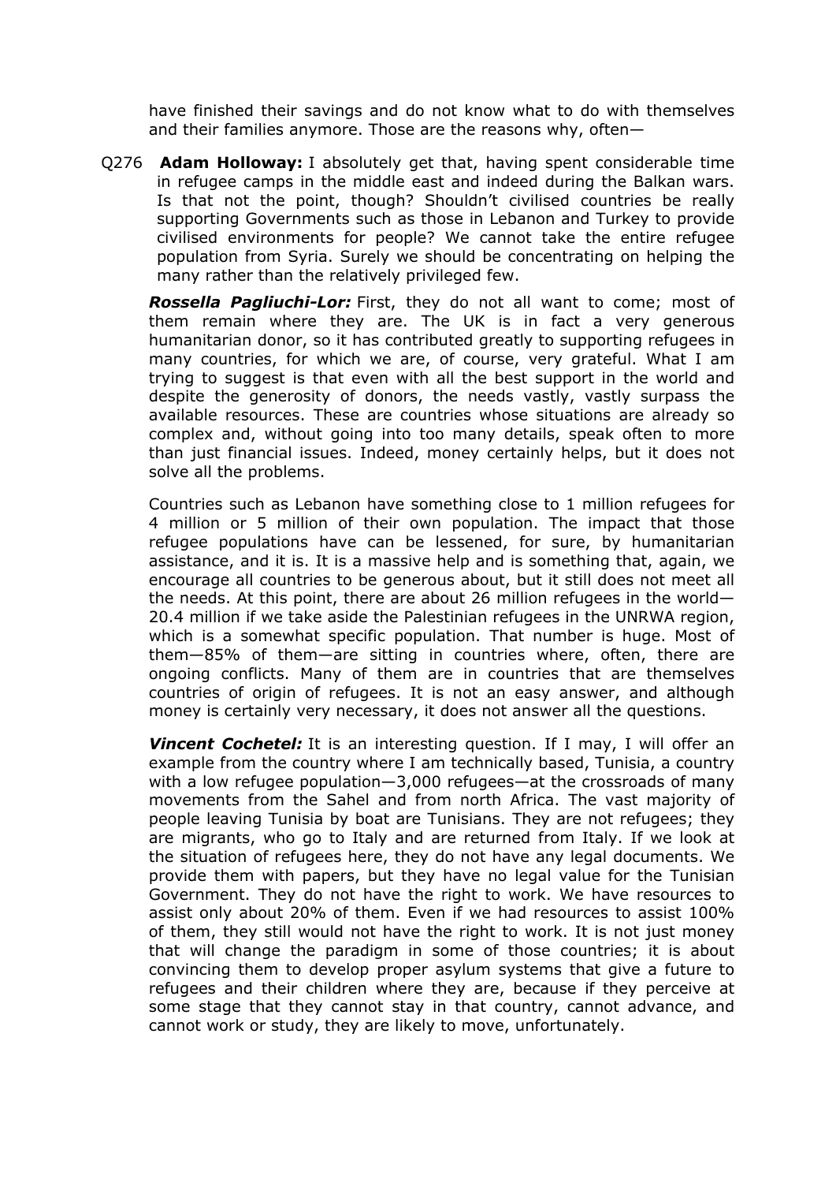have finished their savings and do not know what to do with themselves and their families anymore. Those are the reasons why, often—

Q276 **Adam Holloway:** I absolutely get that, having spent considerable time in refugee camps in the middle east and indeed during the Balkan wars. Is that not the point, though? Shouldn't civilised countries be really supporting Governments such as those in Lebanon and Turkey to provide civilised environments for people? We cannot take the entire refugee population from Syria. Surely we should be concentrating on helping the many rather than the relatively privileged few.

***Rossella Pagliuchi-Lor:*** First, they do not all want to come; most of them remain where they are. The UK is in fact a very generous humanitarian donor, so it has contributed greatly to supporting refugees in many countries, for which we are, of course, very grateful. What I am trying to suggest is that even with all the best support in the world and despite the generosity of donors, the needs vastly, vastly surpass the available resources. These are countries whose situations are already so complex and, without going into too many details, speak often to more than just financial issues. Indeed, money certainly helps, but it does not solve all the problems.

Countries such as Lebanon have something close to 1 million refugees for 4 million or 5 million of their own population. The impact that those refugee populations have can be lessened, for sure, by humanitarian assistance, and it is. It is a massive help and is something that, again, we encourage all countries to be generous about, but it still does not meet all the needs. At this point, there are about 26 million refugees in the world—20.4 million if we take aside the Palestinian refugees in the UNRWA region, which is a somewhat specific population. That number is huge. Most of them—85% of them—are sitting in countries where, often, there are ongoing conflicts. Many of them are in countries that are themselves countries of origin of refugees. It is not an easy answer, and although money is certainly very necessary, it does not answer all the questions.

***Vincent Cochetel:*** It is an interesting question. If I may, I will offer an example from the country where I am technically based, Tunisia, a country with a low refugee population—3,000 refugees—at the crossroads of many movements from the Sahel and from north Africa. The vast majority of people leaving Tunisia by boat are Tunisians. They are not refugees; they are migrants, who go to Italy and are returned from Italy. If we look at the situation of refugees here, they do not have any legal documents. We provide them with papers, but they have no legal value for the Tunisian Government. They do not have the right to work. We have resources to assist only about 20% of them. Even if we had resources to assist 100% of them, they still would not have the right to work. It is not just money that will change the paradigm in some of those countries; it is about convincing them to develop proper asylum systems that give a future to refugees and their children where they are, because if they perceive at some stage that they cannot stay in that country, cannot advance, and cannot work or study, they are likely to move, unfortunately.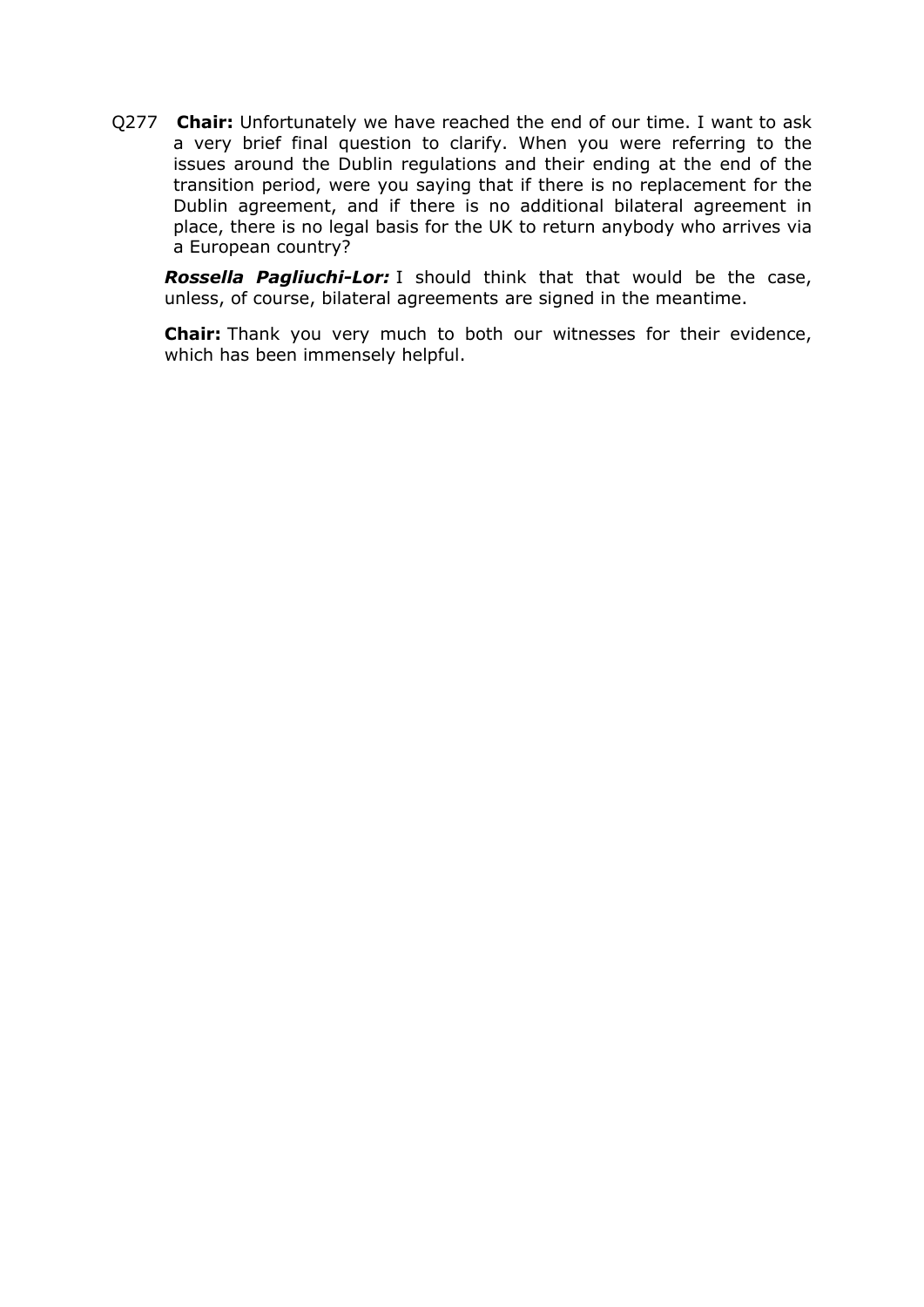Q277 **Chair:** Unfortunately we have reached the end of our time. I want to ask a very brief final question to clarify. When you were referring to the issues around the Dublin regulations and their ending at the end of the transition period, were you saying that if there is no replacement for the Dublin agreement, and if there is no additional bilateral agreement in place, there is no legal basis for the UK to return anybody who arrives via a European country?

***Rossella Pagliuchi-Lor:*** I should think that that would be the case, unless, of course, bilateral agreements are signed in the meantime.

**Chair:** Thank you very much to both our witnesses for their evidence, which has been immensely helpful.